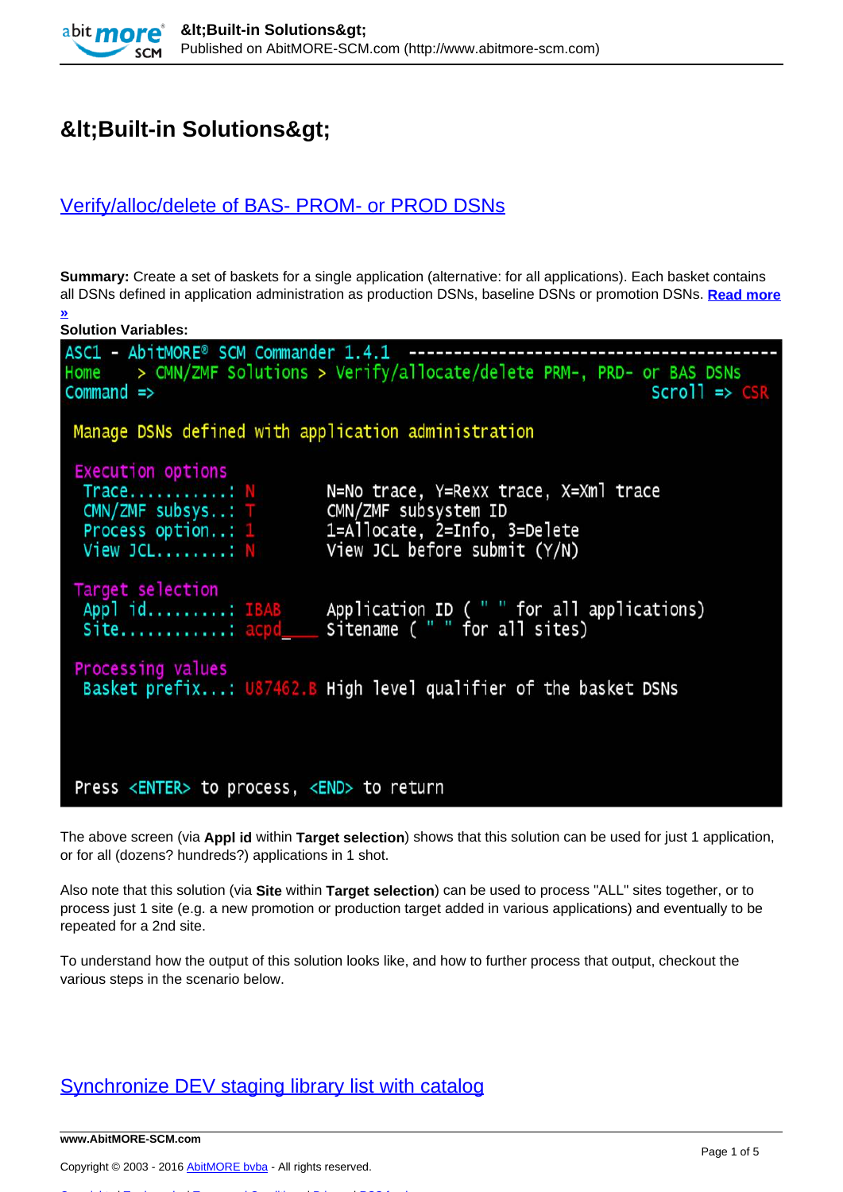# &lt;Built-in Solutions&gt;

## Verify/alloc/delete of BAS- PROM- or PROD DSNs

**Summary:** Create a set of baskets for a single application (alternative: for all applications). Each basket contains all DSNs defined in application administration as production DSNs, baseline DSNs or promotion DSNs. **Read more »**

**Solution Variables:**

```
ASC1 - AbitMORE® SCM Commander 1.4.1 ----------------------------------------
Home     > CMN/ZMF Solutions > Verify/allocate/delete PRM-, PRD- or BAS DSNs
Command =>                                                      Scroll => CSR

 Manage DSNs defined with application administration

 Execution options
  Trace..........: N        N=No trace, Y=Rexx trace, X=Xml trace
  CMN/ZMF subsys..: T        CMN/ZMF subsystem ID
  Process option..: 1        1=Allocate, 2=Info, 3=Delete
  View JCL........: N        View JCL before submit (Y/N)

 Target selection
  Appl id.........: IBAB     Application ID ( " " for all applications)
  Site............: acpd___  Sitename ( " " for all sites)

 Processing values
  Basket prefix...: U87462.B High level qualifier of the basket DSNs



 Press <ENTER> to process, <END> to return
```

The above screen (via **Appl id** within **Target selection**) shows that this solution can be used for just 1 application, or for all (dozens? hundreds?) applications in 1 shot.

Also note that this solution (via **Site** within **Target selection**) can be used to process "ALL" sites together, or to process just 1 site (e.g. a new promotion or production target added in various applications) and eventually to be repeated for a 2nd site.

To understand how the output of this solution looks like, and how to further process that output, checkout the various steps in the scenario below.

## Synchronize DEV staging library list with catalog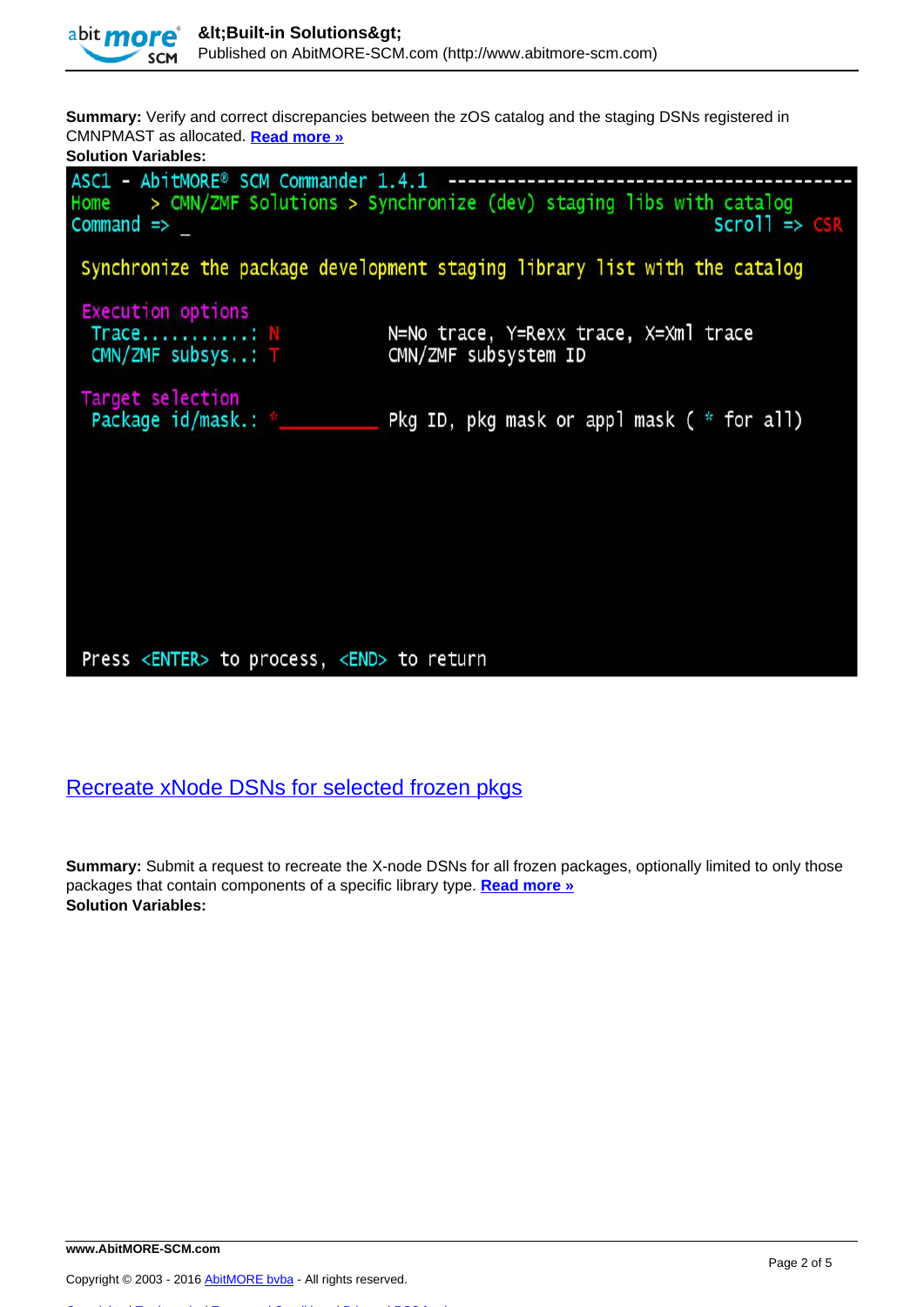**Summary:** Verify and correct discrepancies between the zOS catalog and the staging DSNs registered in CMNPMAST as allocated. [Read more »]()
**Solution Variables:**

```
ASC1 - AbitMORE® SCM Commander 1.4.1 -----------------------------------------
Home     > CMN/ZMF Solutions > Synchronize (dev) staging libs with catalog
Command => _                                                      Scroll => CSR

 Synchronize the package development staging library list with the catalog

 Execution options
  Trace...........: N             N=No trace, Y=Rexx trace, X=Xml trace
  CMN/ZMF subsys..: T             CMN/ZMF subsystem ID

 Target selection
  Package id/mask.: *________     Pkg ID, pkg mask or appl mask ( * for all)





 Press <ENTER> to process, <END> to return
```

## [Recreate xNode DSNs for selected frozen pkgs]()

**Summary:** Submit a request to recreate the X-node DSNs for all frozen packages, optionally limited to only those packages that contain components of a specific library type. [Read more »]()
**Solution Variables:**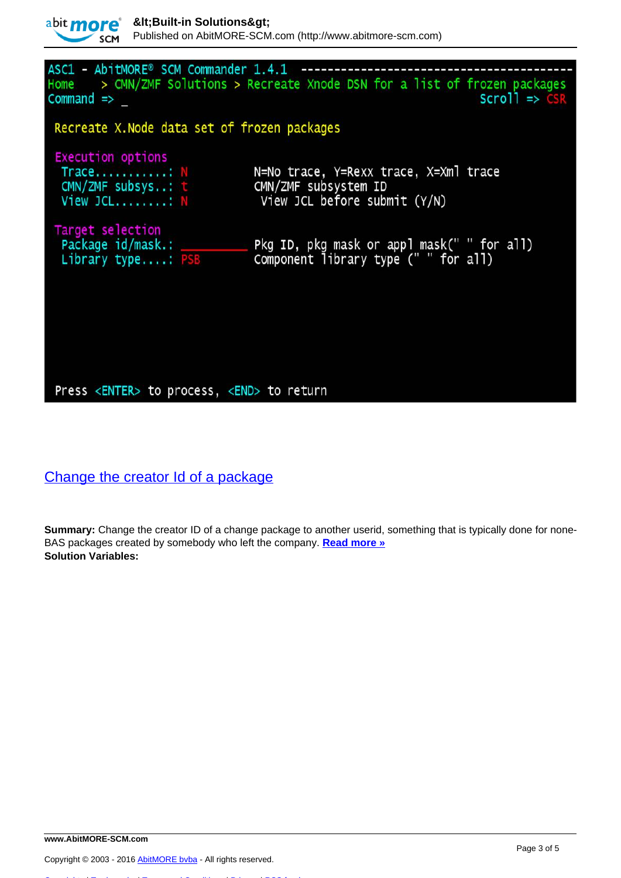```
ASC1 - AbitMORE® SCM Commander 1.4.1  ----------------------------------------
Home    > CMN/ZMF Solutions > Recreate Xnode DSN for a list of frozen packages
Command => _                                                       Scroll => CSR

 Recreate X.Node data set of frozen packages

 Execution options
  Trace...........: N                N=No trace, Y=Rexx trace, X=Xml trace
  CMN/ZMF subsys..: t                CMN/ZMF subsystem ID
  View JCL........: N                 View JCL before submit (Y/N)

 Target selection
  Package id/mask.: __________       Pkg ID, pkg mask or appl mask(" " for all)
  Library type....: PSB              Component library type (" " for all)






 Press <ENTER> to process, <END> to return
```

## Change the creator Id of a package

**Summary:** Change the creator ID of a change package to another userid, something that is typically done for none-BAS packages created by somebody who left the company. **Read more »**
**Solution Variables:**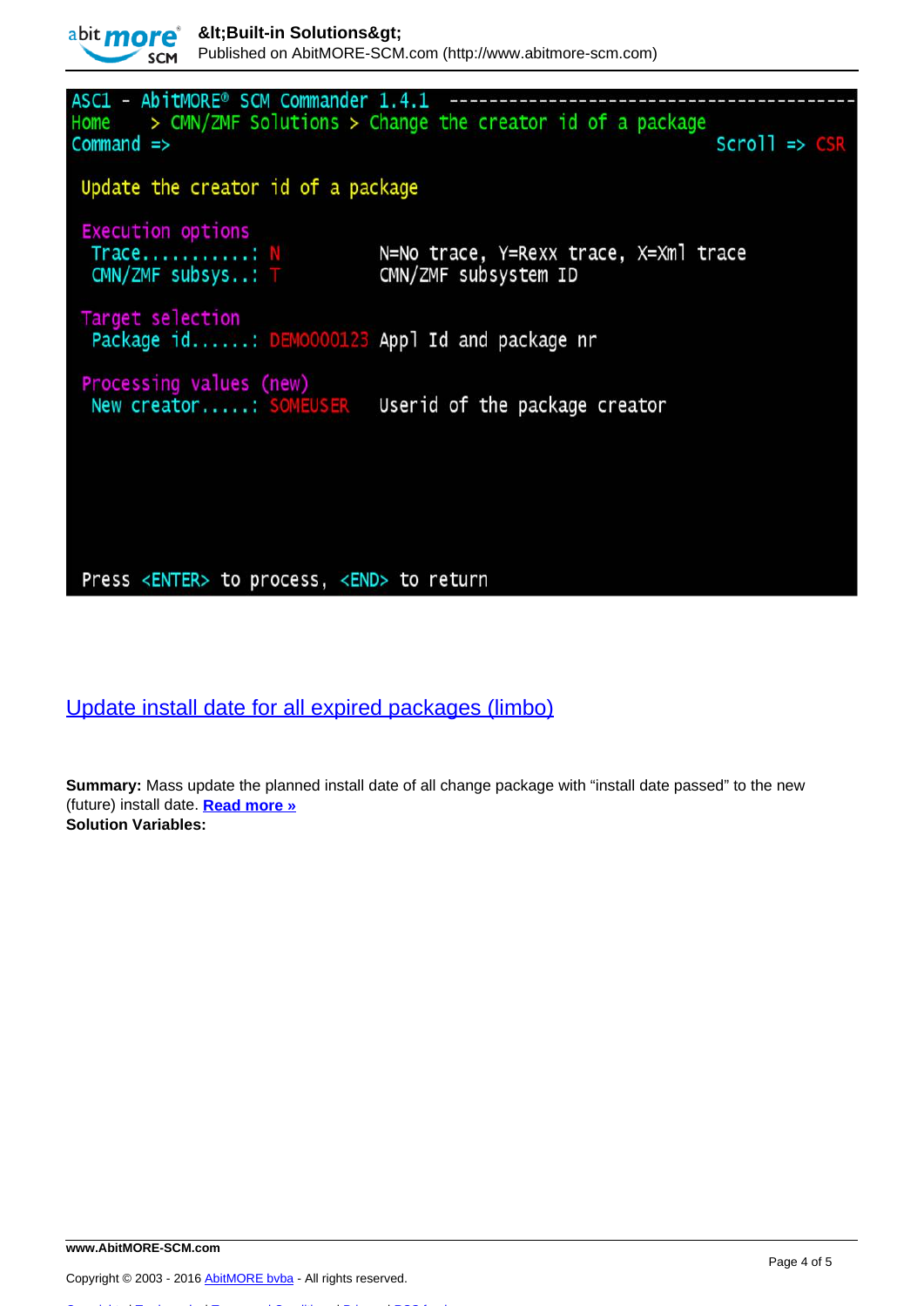```
ASC1 - AbitMORE® SCM Commander 1.4.1 ---------------------------------------
Home     > CMN/ZMF Solutions > Change the creator id of a package
Command =>                                                      Scroll => CSR

 Update the creator id of a package

 Execution options
  Trace...........: N              N=No trace, Y=Rexx trace, X=Xml trace
  CMN/ZMF subsys..: T              CMN/ZMF subsystem ID

 Target selection
  Package id......: DEMO000123 Appl Id and package nr

 Processing values (new)
  New creator.....: SOMEUSER       Userid of the package creator




 Press <ENTER> to process, <END> to return
```

## Update install date for all expired packages (limbo)

**Summary:** Mass update the planned install date of all change package with “install date passed” to the new (future) install date. **Read more »**
**Solution Variables:**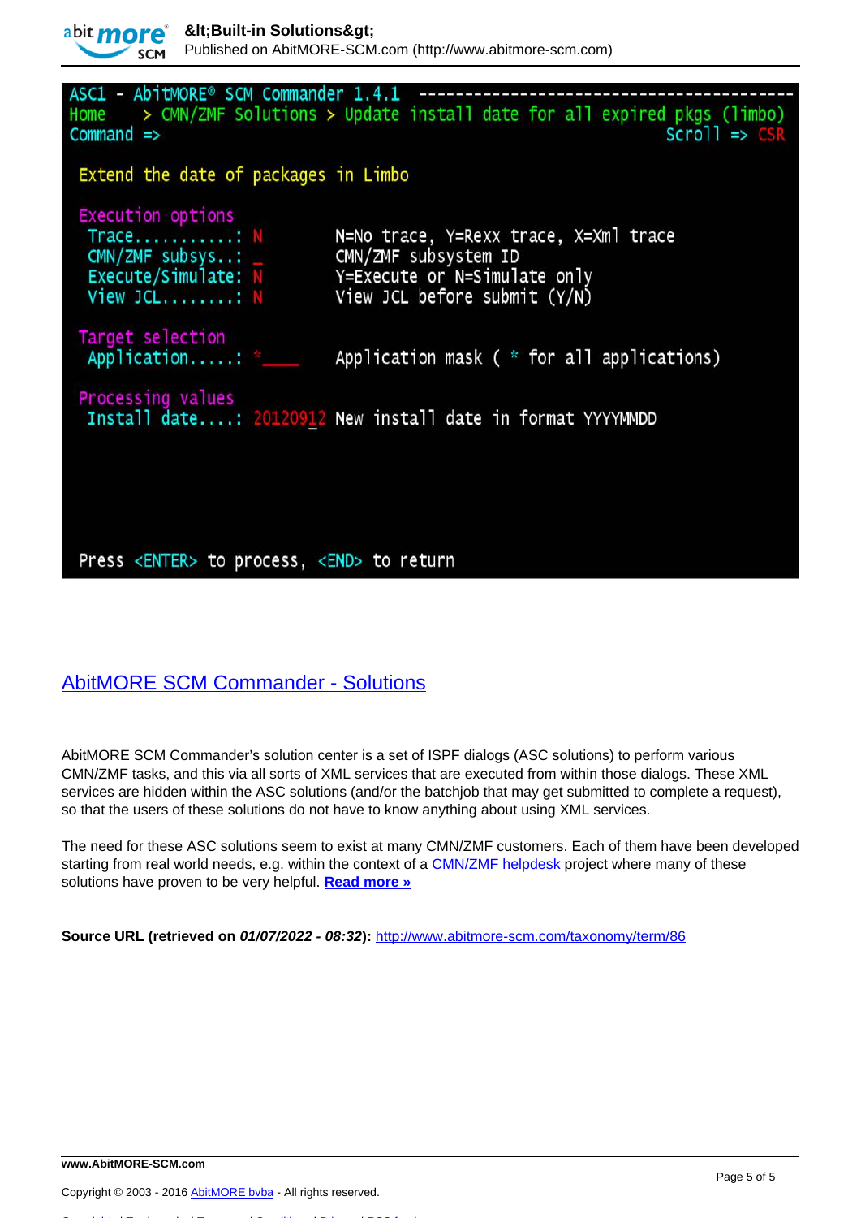```
ASC1 - AbitMORE® SCM Commander 1.4.1 ----------------------------------------
Home     > CMN/ZMF Solutions > Update install date for all expired pkgs (limbo)
Command =>                                                       Scroll => CSR

 Extend the date of packages in Limbo

 Execution options
  Trace...........: N          N=No trace, Y=Rexx trace, X=Xml trace
  CMN/ZMF subsys..: _          CMN/ZMF subsystem ID
  Execute/Simulate: N          Y=Execute or N=Simulate only
  View JCL........: N          View JCL before submit (Y/N)

 Target selection
  Application.....: *____      Application mask ( * for all applications)

 Processing values
  Install date....: 20120912 New install date in format YYYYMMDD




 Press <ENTER> to process, <END> to return
```

## [AbitMORE SCM Commander - Solutions](http://www.abitmore-scm.com/taxonomy/term/86)

AbitMORE SCM Commander's solution center is a set of ISPF dialogs (ASC solutions) to perform various CMN/ZMF tasks, and this via all sorts of XML services that are executed from within those dialogs. These XML services are hidden within the ASC solutions (and/or the batchjob that may get submitted to complete a request), so that the users of these solutions do not have to know anything about using XML services.

The need for these ASC solutions seem to exist at many CMN/ZMF customers. Each of them have been developed starting from real world needs, e.g. within the context of a CMN/ZMF helpdesk project where many of these solutions have proven to be very helpful. **Read more »**

**Source URL (retrieved on *01/07/2022 - 08:32*):** http://www.abitmore-scm.com/taxonomy/term/86